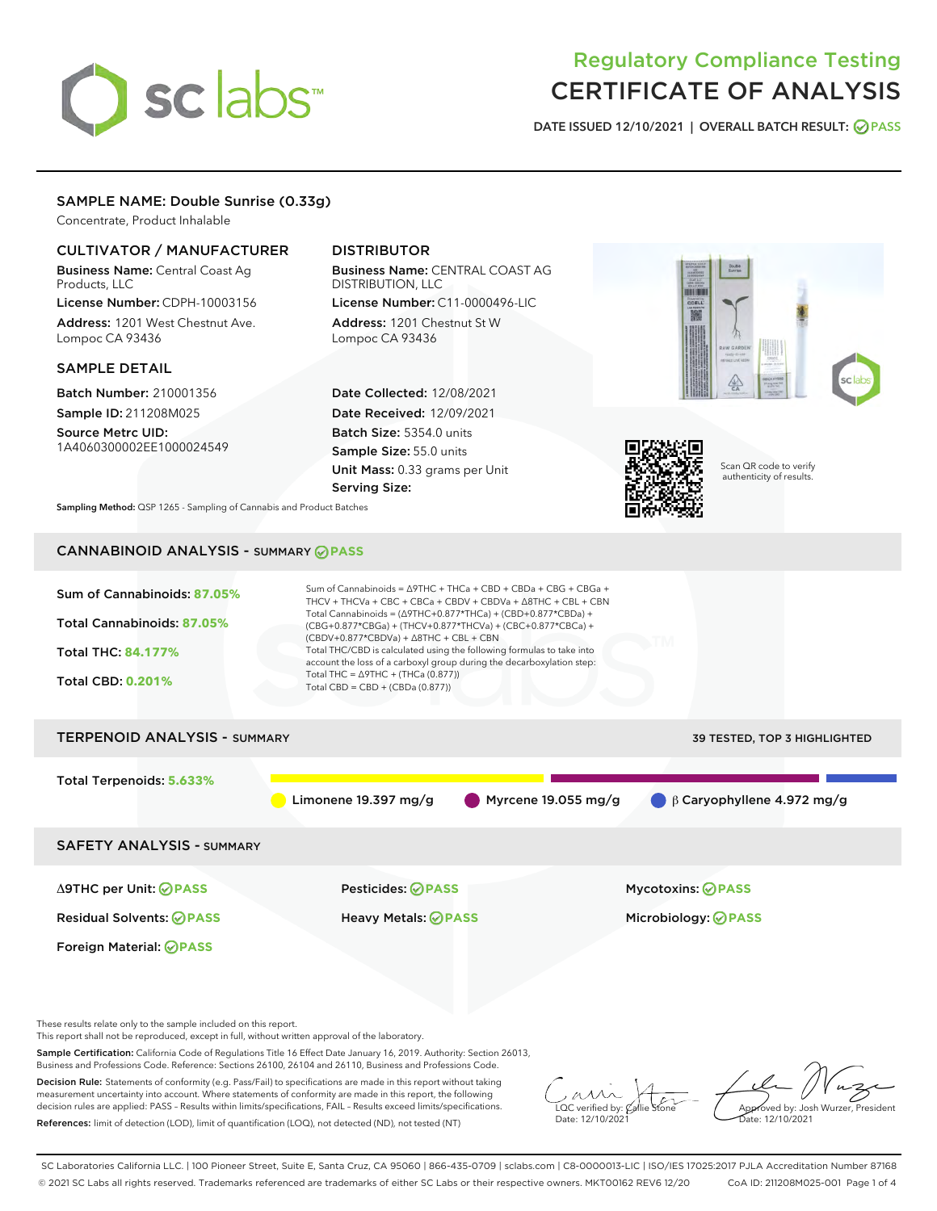# Regulatory Compliance Testing
# CERTIFICATE OF ANALYSIS

DATE ISSUED 12/10/2021 | OVERALL BATCH RESULT: PASS

## SAMPLE NAME: Double Sunrise (0.33g)

Concentrate, Product Inhalable

### CULTIVATOR / MANUFACTURER

**Business Name:** Central Coast Ag Products, LLC
**License Number:** CDPH-10003156
**Address:** 1201 West Chestnut Ave. Lompoc CA 93436

### DISTRIBUTOR

**Business Name:** CENTRAL COAST AG DISTRIBUTION, LLC
**License Number:** C11-0000496-LIC
**Address:** 1201 Chestnut St W Lompoc CA 93436

### SAMPLE DETAIL

**Batch Number:** 210001356
**Sample ID:** 211208M025
**Source Metrc UID:** 1A4060300002EE1000024549

**Date Collected:** 12/08/2021
**Date Received:** 12/09/2021
**Batch Size:** 5354.0 units
**Sample Size:** 55.0 units
**Unit Mass:** 0.33 grams per Unit
**Serving Size:**

Scan QR code to verify authenticity of results.

**Sampling Method:** QSP 1265 - Sampling of Cannabis and Product Batches

## CANNABINOID ANALYSIS - SUMMARY PASS

Sum of Cannabinoids: **87.05%**

Total Cannabinoids: **87.05%**

Total THC: **84.177%**

Total CBD: **0.201%**

Sum of Cannabinoids = Δ9THC + THCa + CBD + CBDa + CBG + CBGa + THCV + THCVa + CBC + CBCa + CBDV + CBDVa + Δ8THC + CBL + CBN
Total Cannabinoids = (Δ9THC+0.877*THCa) + (CBD+0.877*CBDa) + (CBG+0.877*CBGa) + (THCV+0.877*THCVa) + (CBC+0.877*CBCa) + (CBDV+0.877*CBDVa) + Δ8THC + CBL + CBN
Total THC/CBD is calculated using the following formulas to take into account the loss of a carboxyl group during the decarboxylation step:
Total THC = Δ9THC + (THCa (0.877))
Total CBD = CBD + (CBDa (0.877))

## TERPENOID ANALYSIS - SUMMARY

39 TESTED, TOP 3 HIGHLIGHTED

Total Terpenoids: **5.633%**

Limonene 19.397 mg/g | Myrcene 19.055 mg/g | β Caryophyllene 4.972 mg/g

## SAFETY ANALYSIS - SUMMARY

| | | |
|---|---|---|
| Δ9THC per Unit: PASS | Pesticides: PASS | Mycotoxins: PASS |
| Residual Solvents: PASS | Heavy Metals: PASS | Microbiology: PASS |
| Foreign Material: PASS | | |

These results relate only to the sample included on this report.
This report shall not be reproduced, except in full, without written approval of the laboratory.

**Sample Certification:** California Code of Regulations Title 16 Effect Date January 16, 2019. Authority: Section 26013, Business and Professions Code. Reference: Sections 26100, 26104 and 26110, Business and Professions Code.

**Decision Rule:** Statements of conformity (e.g. Pass/Fail) to specifications are made in this report without taking measurement uncertainty into account. Where statements of conformity are made in this report, the following decision rules are applied: PASS – Results within limits/specifications, FAIL – Results exceed limits/specifications.

**References:** limit of detection (LOD), limit of quantification (LOQ), not detected (ND), not tested (NT)

LQC verified by: Callie Stone
Date: 12/10/2021

Approved by: Josh Wurzer, President
Date: 12/10/2021

SC Laboratories California LLC. | 100 Pioneer Street, Suite E, Santa Cruz, CA 95060 | 866-435-0709 | sclabs.com | C8-0000013-LIC | ISO/IES 17025:2017 PJLA Accreditation Number 87168
© 2021 SC Labs all rights reserved. Trademarks referenced are trademarks of either SC Labs or their respective owners. MKT00162 REV6 12/20 CoA ID: 211208M025-001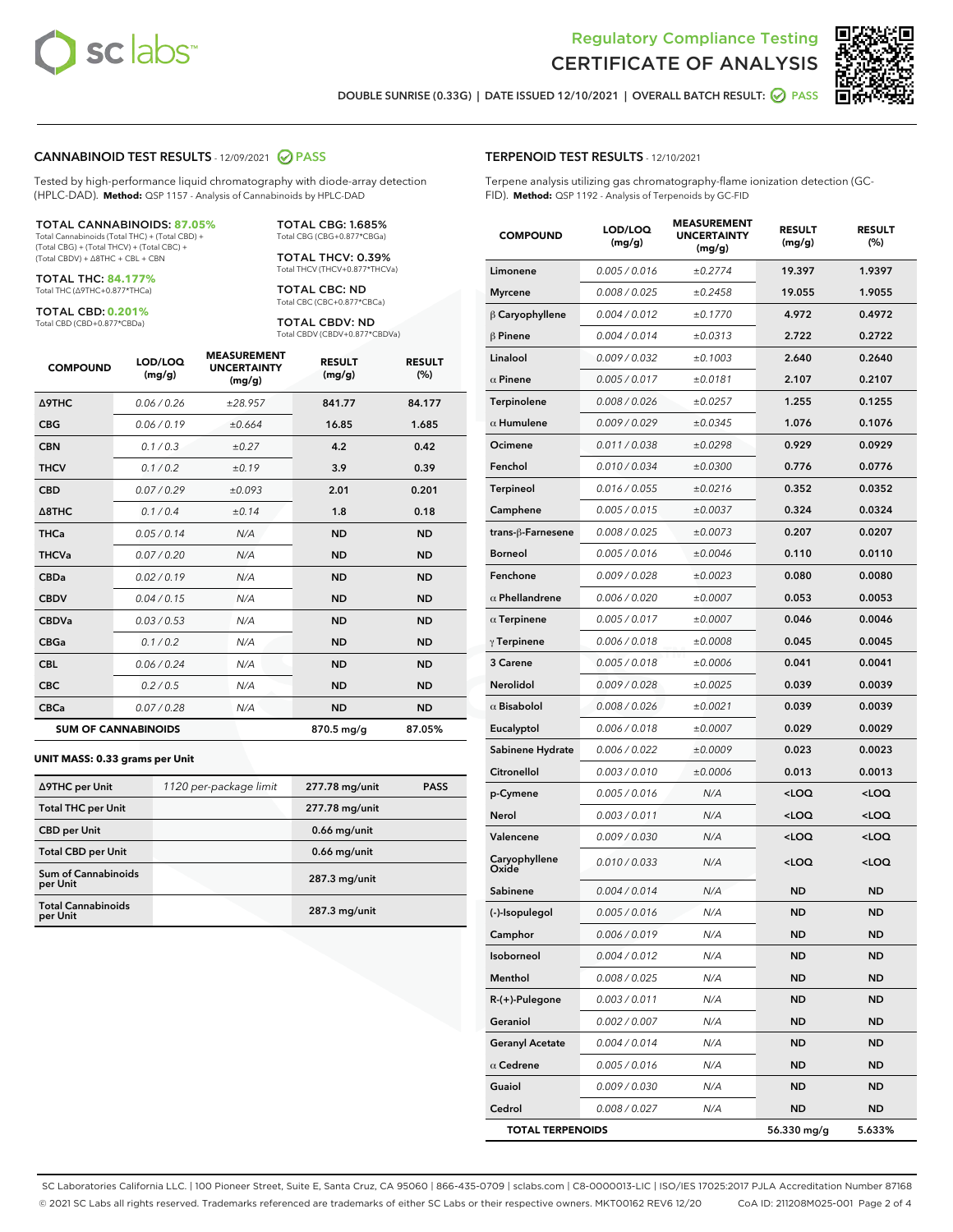# Regulatory Compliance Testing
# CERTIFICATE OF ANALYSIS

DOUBLE SUNRISE (0.33G) | DATE ISSUED 12/10/2021 | OVERALL BATCH RESULT: PASS

## CANNABINOID TEST RESULTS - 12/09/2021 PASS

Tested by high-performance liquid chromatography with diode-array detection (HPLC-DAD). **Method:** QSP 1157 - Analysis of Cannabinoids by HPLC-DAD

**TOTAL CANNABINOIDS: 87.05%**
Total Cannabinoids (Total THC) + (Total CBD) + (Total CBG) + (Total THCV) + (Total CBC) + (Total CBDV) + Δ8THC + CBL + CBN

**TOTAL THC: 84.177%**
Total THC (Δ9THC+0.877*THCa)

**TOTAL CBD: 0.201%**
Total CBD (CBD+0.877*CBDa)

**TOTAL CBG: 1.685%**
Total CBG (CBG+0.877*CBGa)

**TOTAL THCV: 0.39%**
Total THCV (THCV+0.877*THCVa)

**TOTAL CBC: ND**
Total CBC (CBC+0.877*CBCa)

**TOTAL CBDV: ND**
Total CBDV (CBDV+0.877*CBDVa)

| COMPOUND | LOD/LOQ (mg/g) | MEASUREMENT UNCERTAINTY (mg/g) | RESULT (mg/g) | RESULT (%) |
|---|---|---|---|---|
| Δ9THC | 0.06 / 0.26 | ±28.957 | 841.77 | 84.177 |
| CBG | 0.06 / 0.19 | ±0.664 | 16.85 | 1.685 |
| CBN | 0.1 / 0.3 | ±0.27 | 4.2 | 0.42 |
| THCV | 0.1 / 0.2 | ±0.19 | 3.9 | 0.39 |
| CBD | 0.07 / 0.29 | ±0.093 | 2.01 | 0.201 |
| Δ8THC | 0.1 / 0.4 | ±0.14 | 1.8 | 0.18 |
| THCa | 0.05 / 0.14 | N/A | ND | ND |
| THCVa | 0.07 / 0.20 | N/A | ND | ND |
| CBDa | 0.02 / 0.19 | N/A | ND | ND |
| CBDV | 0.04 / 0.15 | N/A | ND | ND |
| CBDVa | 0.03 / 0.53 | N/A | ND | ND |
| CBGa | 0.1 / 0.2 | N/A | ND | ND |
| CBL | 0.06 / 0.24 | N/A | ND | ND |
| CBC | 0.2 / 0.5 | N/A | ND | ND |
| CBCa | 0.07 / 0.28 | N/A | ND | ND |
| **SUM OF CANNABINOIDS** | | | 870.5 mg/g | 87.05% |

### UNIT MASS: 0.33 grams per Unit

| | | | |
|---|---|---|---|
| Δ9THC per Unit | 1120 per-package limit | 277.78 mg/unit | PASS |
| Total THC per Unit | | 277.78 mg/unit | |
| CBD per Unit | | 0.66 mg/unit | |
| Total CBD per Unit | | 0.66 mg/unit | |
| Sum of Cannabinoids per Unit | | 287.3 mg/unit | |
| Total Cannabinoids per Unit | | 287.3 mg/unit | |

## TERPENOID TEST RESULTS - 12/10/2021

Terpene analysis utilizing gas chromatography-flame ionization detection (GC-FID). **Method:** QSP 1192 - Analysis of Terpenoids by GC-FID

| COMPOUND | LOD/LOQ (mg/g) | MEASUREMENT UNCERTAINTY (mg/g) | RESULT (mg/g) | RESULT (%) |
|---|---|---|---|---|
| Limonene | 0.005 / 0.016 | ±0.2774 | 19.397 | 1.9397 |
| Myrcene | 0.008 / 0.025 | ±0.2458 | 19.055 | 1.9055 |
| β Caryophyllene | 0.004 / 0.012 | ±0.1770 | 4.972 | 0.4972 |
| β Pinene | 0.004 / 0.014 | ±0.0313 | 2.722 | 0.2722 |
| Linalool | 0.009 / 0.032 | ±0.1003 | 2.640 | 0.2640 |
| α Pinene | 0.005 / 0.017 | ±0.0181 | 2.107 | 0.2107 |
| Terpinolene | 0.008 / 0.026 | ±0.0257 | 1.255 | 0.1255 |
| α Humulene | 0.009 / 0.029 | ±0.0345 | 1.076 | 0.1076 |
| Ocimene | 0.011 / 0.038 | ±0.0298 | 0.929 | 0.0929 |
| Fenchol | 0.010 / 0.034 | ±0.0300 | 0.776 | 0.0776 |
| Terpineol | 0.016 / 0.055 | ±0.0216 | 0.352 | 0.0352 |
| Camphene | 0.005 / 0.015 | ±0.0037 | 0.324 | 0.0324 |
| trans-β-Farnesene | 0.008 / 0.025 | ±0.0073 | 0.207 | 0.0207 |
| Borneol | 0.005 / 0.016 | ±0.0046 | 0.110 | 0.0110 |
| Fenchone | 0.009 / 0.028 | ±0.0023 | 0.080 | 0.0080 |
| α Phellandrene | 0.006 / 0.020 | ±0.0007 | 0.053 | 0.0053 |
| α Terpinene | 0.005 / 0.017 | ±0.0007 | 0.046 | 0.0046 |
| γ Terpinene | 0.006 / 0.018 | ±0.0008 | 0.045 | 0.0045 |
| 3 Carene | 0.005 / 0.018 | ±0.0006 | 0.041 | 0.0041 |
| Nerolidol | 0.009 / 0.028 | ±0.0025 | 0.039 | 0.0039 |
| α Bisabolol | 0.008 / 0.026 | ±0.0021 | 0.039 | 0.0039 |
| Eucalyptol | 0.006 / 0.018 | ±0.0007 | 0.029 | 0.0029 |
| Sabinene Hydrate | 0.006 / 0.022 | ±0.0009 | 0.023 | 0.0023 |
| Citronellol | 0.003 / 0.010 | ±0.0006 | 0.013 | 0.0013 |
| p-Cymene | 0.005 / 0.016 | N/A | <LOQ | <LOQ |
| Nerol | 0.003 / 0.011 | N/A | <LOQ | <LOQ |
| Valencene | 0.009 / 0.030 | N/A | <LOQ | <LOQ |
| Caryophyllene Oxide | 0.010 / 0.033 | N/A | <LOQ | <LOQ |
| Sabinene | 0.004 / 0.014 | N/A | ND | ND |
| (-)-Isopulegol | 0.005 / 0.016 | N/A | ND | ND |
| Camphor | 0.006 / 0.019 | N/A | ND | ND |
| Isoborneol | 0.004 / 0.012 | N/A | ND | ND |
| Menthol | 0.008 / 0.025 | N/A | ND | ND |
| R-(+)-Pulegone | 0.003 / 0.011 | N/A | ND | ND |
| Geraniol | 0.002 / 0.007 | N/A | ND | ND |
| Geranyl Acetate | 0.004 / 0.014 | N/A | ND | ND |
| α Cedrene | 0.005 / 0.016 | N/A | ND | ND |
| Guaiol | 0.009 / 0.030 | N/A | ND | ND |
| Cedrol | 0.008 / 0.027 | N/A | ND | ND |
| **TOTAL TERPENOIDS** | | | 56.330 mg/g | 5.633% |

SC Laboratories California LLC. | 100 Pioneer Street, Suite E, Santa Cruz, CA 95060 | 866-435-0709 | sclabs.com | C8-0000013-LIC | ISO/IES 17025:2017 PJLA Accreditation Number 87168
© 2021 SC Labs all rights reserved. Trademarks referenced are trademarks of either SC Labs or their respective owners. MKT00162 REV6 12/20 CoA ID: 211208M025-001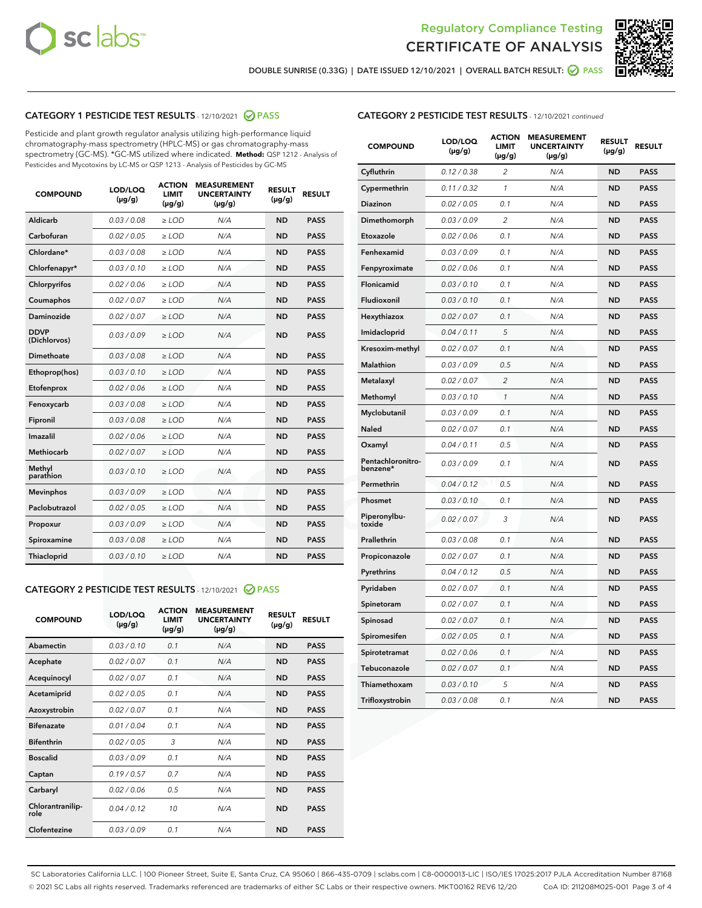# Regulatory Compliance Testing
# CERTIFICATE OF ANALYSIS

DOUBLE SUNRISE (0.33G) | DATE ISSUED 12/10/2021 | OVERALL BATCH RESULT: PASS

## CATEGORY 1 PESTICIDE TEST RESULTS - 12/10/2021 PASS

Pesticide and plant growth regulator analysis utilizing high-performance liquid chromatography-mass spectrometry (HPLC-MS) or gas chromatography-mass spectrometry (GC-MS). *GC-MS utilized where indicated. **Method:** QSP 1212 - Analysis of Pesticides and Mycotoxins by LC-MS or QSP 1213 - Analysis of Pesticides by GC-MS

| COMPOUND | LOD/LOQ (µg/g) | ACTION LIMIT (µg/g) | MEASUREMENT UNCERTAINTY (µg/g) | RESULT (µg/g) | RESULT |
|---|---|---|---|---|---|
| Aldicarb | 0.03 / 0.08 | ≥ LOD | N/A | ND | PASS |
| Carbofuran | 0.02 / 0.05 | ≥ LOD | N/A | ND | PASS |
| Chlordane* | 0.03 / 0.08 | ≥ LOD | N/A | ND | PASS |
| Chlorfenapyr* | 0.03 / 0.10 | ≥ LOD | N/A | ND | PASS |
| Chlorpyrifos | 0.02 / 0.06 | ≥ LOD | N/A | ND | PASS |
| Coumaphos | 0.02 / 0.07 | ≥ LOD | N/A | ND | PASS |
| Daminozide | 0.02 / 0.07 | ≥ LOD | N/A | ND | PASS |
| DDVP (Dichlorvos) | 0.03 / 0.09 | ≥ LOD | N/A | ND | PASS |
| Dimethoate | 0.03 / 0.08 | ≥ LOD | N/A | ND | PASS |
| Ethoprop(hos) | 0.03 / 0.10 | ≥ LOD | N/A | ND | PASS |
| Etofenprox | 0.02 / 0.06 | ≥ LOD | N/A | ND | PASS |
| Fenoxycarb | 0.03 / 0.08 | ≥ LOD | N/A | ND | PASS |
| Fipronil | 0.03 / 0.08 | ≥ LOD | N/A | ND | PASS |
| Imazalil | 0.02 / 0.06 | ≥ LOD | N/A | ND | PASS |
| Methiocarb | 0.02 / 0.07 | ≥ LOD | N/A | ND | PASS |
| Methyl parathion | 0.03 / 0.10 | ≥ LOD | N/A | ND | PASS |
| Mevinphos | 0.03 / 0.09 | ≥ LOD | N/A | ND | PASS |
| Paclobutrazol | 0.02 / 0.05 | ≥ LOD | N/A | ND | PASS |
| Propoxur | 0.03 / 0.09 | ≥ LOD | N/A | ND | PASS |
| Spiroxamine | 0.03 / 0.08 | ≥ LOD | N/A | ND | PASS |
| Thiacloprid | 0.03 / 0.10 | ≥ LOD | N/A | ND | PASS |

## CATEGORY 2 PESTICIDE TEST RESULTS - 12/10/2021 PASS

| COMPOUND | LOD/LOQ (µg/g) | ACTION LIMIT (µg/g) | MEASUREMENT UNCERTAINTY (µg/g) | RESULT (µg/g) | RESULT |
|---|---|---|---|---|---|
| Abamectin | 0.03 / 0.10 | 0.1 | N/A | ND | PASS |
| Acephate | 0.02 / 0.07 | 0.1 | N/A | ND | PASS |
| Acequinocyl | 0.02 / 0.07 | 0.1 | N/A | ND | PASS |
| Acetamiprid | 0.02 / 0.05 | 0.1 | N/A | ND | PASS |
| Azoxystrobin | 0.02 / 0.07 | 0.1 | N/A | ND | PASS |
| Bifenazate | 0.01 / 0.04 | 0.1 | N/A | ND | PASS |
| Bifenthrin | 0.02 / 0.05 | 3 | N/A | ND | PASS |
| Boscalid | 0.03 / 0.09 | 0.1 | N/A | ND | PASS |
| Captan | 0.19 / 0.57 | 0.7 | N/A | ND | PASS |
| Carbaryl | 0.02 / 0.06 | 0.5 | N/A | ND | PASS |
| Chlorantraniliprole | 0.04 / 0.12 | 10 | N/A | ND | PASS |
| Clofentezine | 0.03 / 0.09 | 0.1 | N/A | ND | PASS |
| Cyfluthrin | 0.12 / 0.38 | 2 | N/A | ND | PASS |
| Cypermethrin | 0.11 / 0.32 | 1 | N/A | ND | PASS |
| Diazinon | 0.02 / 0.05 | 0.1 | N/A | ND | PASS |
| Dimethomorph | 0.03 / 0.09 | 2 | N/A | ND | PASS |
| Etoxazole | 0.02 / 0.06 | 0.1 | N/A | ND | PASS |
| Fenhexamid | 0.03 / 0.09 | 0.1 | N/A | ND | PASS |
| Fenpyroximate | 0.02 / 0.06 | 0.1 | N/A | ND | PASS |
| Flonicamid | 0.03 / 0.10 | 0.1 | N/A | ND | PASS |
| Fludioxonil | 0.03 / 0.10 | 0.1 | N/A | ND | PASS |
| Hexythiazox | 0.02 / 0.07 | 0.1 | N/A | ND | PASS |
| Imidacloprid | 0.04 / 0.11 | 5 | N/A | ND | PASS |
| Kresoxim-methyl | 0.02 / 0.07 | 0.1 | N/A | ND | PASS |
| Malathion | 0.03 / 0.09 | 0.5 | N/A | ND | PASS |
| Metalaxyl | 0.02 / 0.07 | 2 | N/A | ND | PASS |
| Methomyl | 0.03 / 0.10 | 1 | N/A | ND | PASS |
| Myclobutanil | 0.03 / 0.09 | 0.1 | N/A | ND | PASS |
| Naled | 0.02 / 0.07 | 0.1 | N/A | ND | PASS |
| Oxamyl | 0.04 / 0.11 | 0.5 | N/A | ND | PASS |
| Pentachloronitrobenzene* | 0.03 / 0.09 | 0.1 | N/A | ND | PASS |
| Permethrin | 0.04 / 0.12 | 0.5 | N/A | ND | PASS |
| Phosmet | 0.03 / 0.10 | 0.1 | N/A | ND | PASS |
| Piperonylbutoxide | 0.02 / 0.07 | 3 | N/A | ND | PASS |
| Prallethrin | 0.03 / 0.08 | 0.1 | N/A | ND | PASS |
| Propiconazole | 0.02 / 0.07 | 0.1 | N/A | ND | PASS |
| Pyrethrins | 0.04 / 0.12 | 0.5 | N/A | ND | PASS |
| Pyridaben | 0.02 / 0.07 | 0.1 | N/A | ND | PASS |
| Spinetoram | 0.02 / 0.07 | 0.1 | N/A | ND | PASS |
| Spinosad | 0.02 / 0.07 | 0.1 | N/A | ND | PASS |
| Spiromesifen | 0.02 / 0.05 | 0.1 | N/A | ND | PASS |
| Spirotetramat | 0.02 / 0.06 | 0.1 | N/A | ND | PASS |
| Tebuconazole | 0.02 / 0.07 | 0.1 | N/A | ND | PASS |
| Thiamethoxam | 0.03 / 0.10 | 5 | N/A | ND | PASS |
| Trifloxystrobin | 0.03 / 0.08 | 0.1 | N/A | ND | PASS |

SC Laboratories California LLC. | 100 Pioneer Street, Suite E, Santa Cruz, CA 95060 | 866-435-0709 | sclabs.com | C8-0000013-LIC | ISO/IES 17025:2017 PJLA Accreditation Number 87168
© 2021 SC Labs all rights reserved. Trademarks referenced are trademarks of either SC Labs or their respective owners. MKT00162 REV6 12/20 CoA ID: 211208M025-001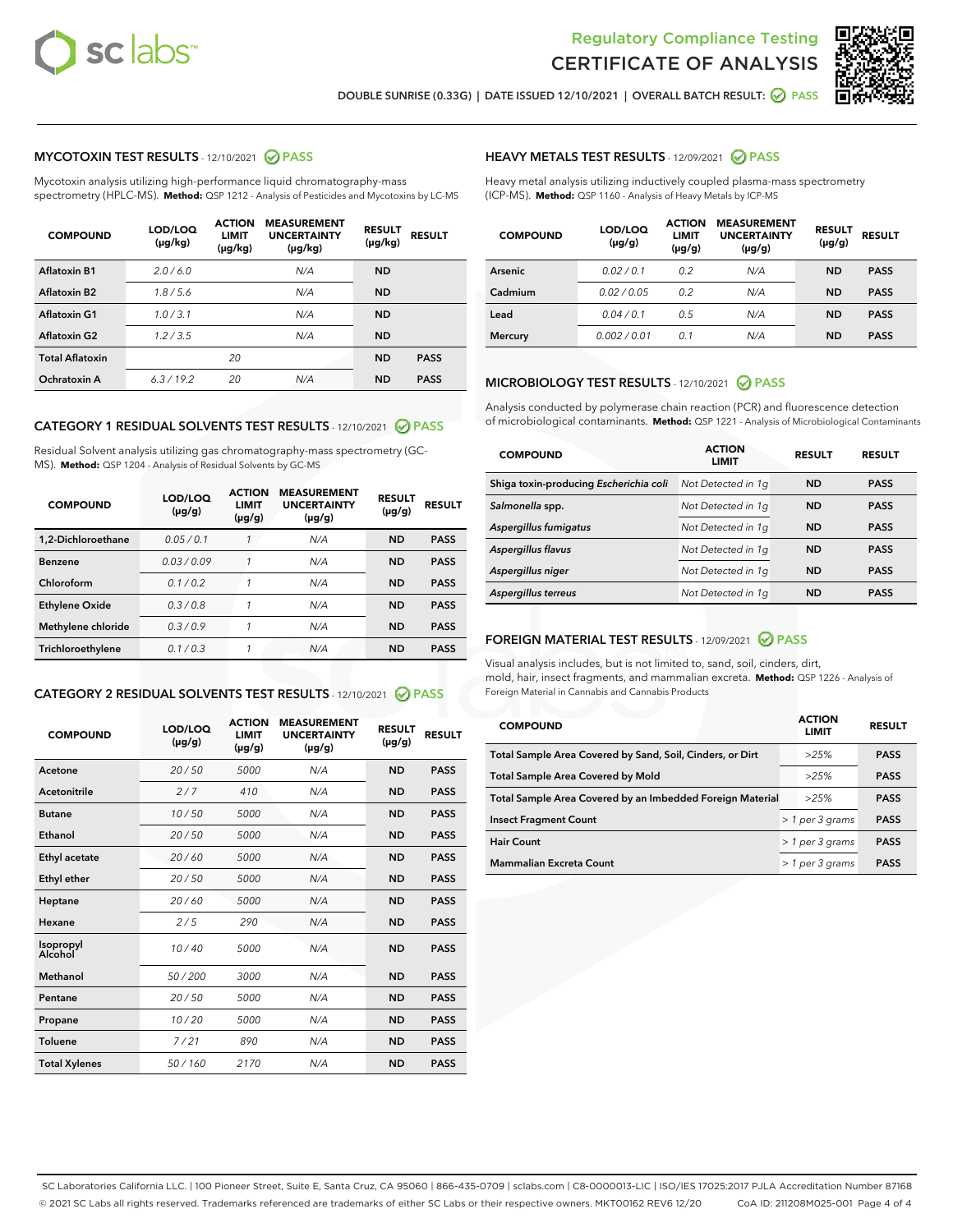Regulatory Compliance Testing
CERTIFICATE OF ANALYSIS

DOUBLE SUNRISE (0.33G) | DATE ISSUED 12/10/2021 | OVERALL BATCH RESULT: PASS

## MYCOTOXIN TEST RESULTS - 12/10/2021 PASS

Mycotoxin analysis utilizing high-performance liquid chromatography-mass spectrometry (HPLC-MS). **Method:** QSP 1212 - Analysis of Pesticides and Mycotoxins by LC-MS

| COMPOUND | LOD/LOQ (µg/kg) | ACTION LIMIT (µg/kg) | MEASUREMENT UNCERTAINTY (µg/kg) | RESULT (µg/kg) | RESULT |
|---|---|---|---|---|---|
| Aflatoxin B1 | 2.0 / 6.0 | | N/A | ND | |
| Aflatoxin B2 | 1.8 / 5.6 | | N/A | ND | |
| Aflatoxin G1 | 1.0 / 3.1 | | N/A | ND | |
| Aflatoxin G2 | 1.2 / 3.5 | | N/A | ND | |
| Total Aflatoxin | | 20 | | ND | PASS |
| Ochratoxin A | 6.3 / 19.2 | 20 | N/A | ND | PASS |

## CATEGORY 1 RESIDUAL SOLVENTS TEST RESULTS - 12/10/2021 PASS

Residual Solvent analysis utilizing gas chromatography-mass spectrometry (GC-MS). **Method:** QSP 1204 - Analysis of Residual Solvents by GC-MS

| COMPOUND | LOD/LOQ (µg/g) | ACTION LIMIT (µg/g) | MEASUREMENT UNCERTAINTY (µg/g) | RESULT (µg/g) | RESULT |
|---|---|---|---|---|---|
| 1,2-Dichloroethane | 0.05 / 0.1 | 1 | N/A | ND | PASS |
| Benzene | 0.03 / 0.09 | 1 | N/A | ND | PASS |
| Chloroform | 0.1 / 0.2 | 1 | N/A | ND | PASS |
| Ethylene Oxide | 0.3 / 0.8 | 1 | N/A | ND | PASS |
| Methylene chloride | 0.3 / 0.9 | 1 | N/A | ND | PASS |
| Trichloroethylene | 0.1 / 0.3 | 1 | N/A | ND | PASS |

## CATEGORY 2 RESIDUAL SOLVENTS TEST RESULTS - 12/10/2021 PASS

| COMPOUND | LOD/LOQ (µg/g) | ACTION LIMIT (µg/g) | MEASUREMENT UNCERTAINTY (µg/g) | RESULT (µg/g) | RESULT |
|---|---|---|---|---|---|
| Acetone | 20 / 50 | 5000 | N/A | ND | PASS |
| Acetonitrile | 2 / 7 | 410 | N/A | ND | PASS |
| Butane | 10 / 50 | 5000 | N/A | ND | PASS |
| Ethanol | 20 / 50 | 5000 | N/A | ND | PASS |
| Ethyl acetate | 20 / 60 | 5000 | N/A | ND | PASS |
| Ethyl ether | 20 / 50 | 5000 | N/A | ND | PASS |
| Heptane | 20 / 60 | 5000 | N/A | ND | PASS |
| Hexane | 2 / 5 | 290 | N/A | ND | PASS |
| Isopropyl Alcohol | 10 / 40 | 5000 | N/A | ND | PASS |
| Methanol | 50 / 200 | 3000 | N/A | ND | PASS |
| Pentane | 20 / 50 | 5000 | N/A | ND | PASS |
| Propane | 10 / 20 | 5000 | N/A | ND | PASS |
| Toluene | 7 / 21 | 890 | N/A | ND | PASS |
| Total Xylenes | 50 / 160 | 2170 | N/A | ND | PASS |

## HEAVY METALS TEST RESULTS - 12/09/2021 PASS

Heavy metal analysis utilizing inductively coupled plasma-mass spectrometry (ICP-MS). **Method:** QSP 1160 - Analysis of Heavy Metals by ICP-MS

| COMPOUND | LOD/LOQ (µg/g) | ACTION LIMIT (µg/g) | MEASUREMENT UNCERTAINTY (µg/g) | RESULT (µg/g) | RESULT |
|---|---|---|---|---|---|
| Arsenic | 0.02 / 0.1 | 0.2 | N/A | ND | PASS |
| Cadmium | 0.02 / 0.05 | 0.2 | N/A | ND | PASS |
| Lead | 0.04 / 0.1 | 0.5 | N/A | ND | PASS |
| Mercury | 0.002 / 0.01 | 0.1 | N/A | ND | PASS |

## MICROBIOLOGY TEST RESULTS - 12/10/2021 PASS

Analysis conducted by polymerase chain reaction (PCR) and fluorescence detection of microbiological contaminants. **Method:** QSP 1221 - Analysis of Microbiological Contaminants

| COMPOUND | ACTION LIMIT | RESULT | RESULT |
|---|---|---|---|
| Shiga toxin-producing *Escherichia coli* | Not Detected in 1g | ND | PASS |
| *Salmonella* spp. | Not Detected in 1g | ND | PASS |
| *Aspergillus fumigatus* | Not Detected in 1g | ND | PASS |
| *Aspergillus flavus* | Not Detected in 1g | ND | PASS |
| *Aspergillus niger* | Not Detected in 1g | ND | PASS |
| *Aspergillus terreus* | Not Detected in 1g | ND | PASS |

## FOREIGN MATERIAL TEST RESULTS - 12/09/2021 PASS

Visual analysis includes, but is not limited to, sand, soil, cinders, dirt, mold, hair, insect fragments, and mammalian excreta. **Method:** QSP 1226 - Analysis of Foreign Material in Cannabis and Cannabis Products

| COMPOUND | ACTION LIMIT | RESULT |
|---|---|---|
| Total Sample Area Covered by Sand, Soil, Cinders, or Dirt | >25% | PASS |
| Total Sample Area Covered by Mold | >25% | PASS |
| Total Sample Area Covered by an Imbedded Foreign Material | >25% | PASS |
| Insect Fragment Count | > 1 per 3 grams | PASS |
| Hair Count | > 1 per 3 grams | PASS |
| Mammalian Excreta Count | > 1 per 3 grams | PASS |

SC Laboratories California LLC. | 100 Pioneer Street, Suite E, Santa Cruz, CA 95060 | 866-435-0709 | sclabs.com | C8-0000013-LIC | ISO/IES 17025:2017 PJLA Accreditation Number 87168
© 2021 SC Labs all rights reserved. Trademarks referenced are trademarks of either SC Labs or their respective owners. MKT00162 REV6 12/20 CoA ID: 211208M025-001